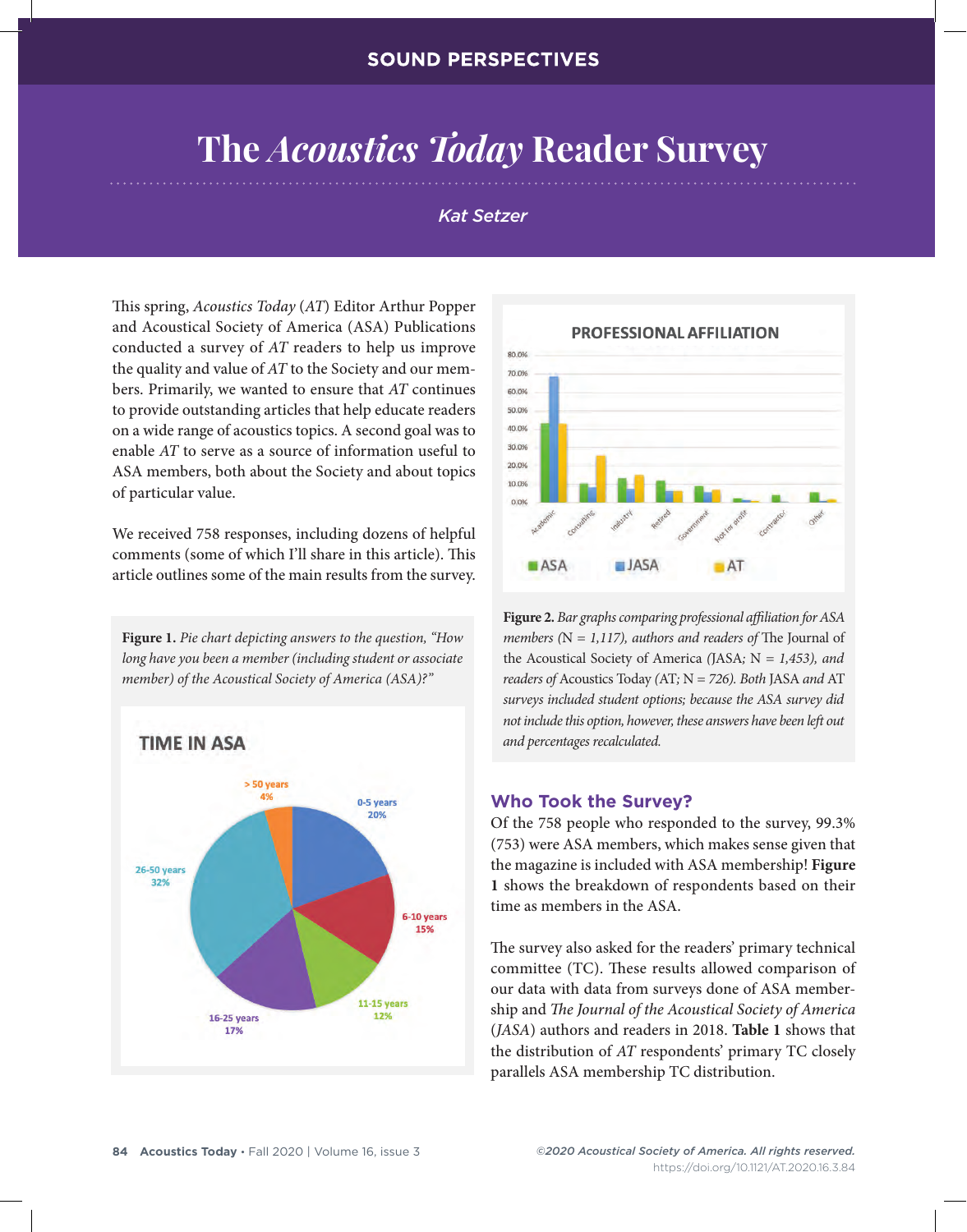SOUND PERSPECTIVES

# The *Acoustics Today* Reader Survey

*Kat Setzer*

This spring, *Acoustics Today* (*AT*) Editor Arthur Popper and Acoustical Society of America (ASA) Publications conducted a survey of *AT* readers to help us improve the quality and value of *AT* to the Society and our members. Primarily, we wanted to ensure that *AT* continues to provide outstanding articles that help educate readers on a wide range of acoustics topics. A second goal was to enable *AT* to serve as a source of information useful to ASA members, both about the Society and about topics of particular value.

We received 758 responses, including dozens of helpful comments (some of which I'll share in this article). This article outlines some of the main results from the survey.

**Figure 1.** *Pie chart depicting answers to the question, "How long have you been a member (including student or associate member) of the Acoustical Society of America (ASA)?"*

**Figure 2.** *Bar graphs comparing professional affiliation for ASA members (N = 1,117), authors and readers of* The Journal of the Acoustical Society of America *(JASA; N = 1,453), and readers of* Acoustics Today *(AT; N = 726). Both JASA and AT surveys included student options; because the ASA survey did not include this option, however, these answers have been left out and percentages recalculated.*

## Who Took the Survey?

Of the 758 people who responded to the survey, 99.3% (753) were ASA members, which makes sense given that the magazine is included with ASA membership! **Figure 1** shows the breakdown of respondents based on their time as members in the ASA.

The survey also asked for the readers' primary technical committee (TC). These results allowed comparison of our data with data from surveys done of ASA membership and *The Journal of the Acoustical Society of America* (*JASA*) authors and readers in 2018. **Table 1** shows that the distribution of *AT* respondents' primary TC closely parallels ASA membership TC distribution.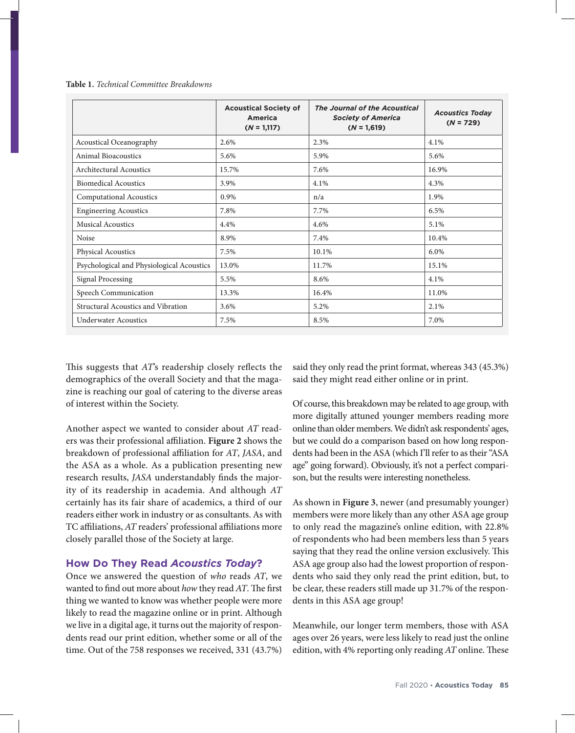**Table 1.** *Technical Committee Breakdowns*

| | Acoustical Society of America (*N* = 1,117) | *The Journal of the Acoustical Society of America* (*N* = 1,619) | *Acoustics Today* (*N* = 729) |
|---|---|---|---|
| Acoustical Oceanography | 2.6% | 2.3% | 4.1% |
| Animal Bioacoustics | 5.6% | 5.9% | 5.6% |
| Architectural Acoustics | 15.7% | 7.6% | 16.9% |
| Biomedical Acoustics | 3.9% | 4.1% | 4.3% |
| Computational Acoustics | 0.9% | n/a | 1.9% |
| Engineering Acoustics | 7.8% | 7.7% | 6.5% |
| Musical Acoustics | 4.4% | 4.6% | 5.1% |
| Noise | 8.9% | 7.4% | 10.4% |
| Physical Acoustics | 7.5% | 10.1% | 6.0% |
| Psychological and Physiological Acoustics | 13.0% | 11.7% | 15.1% |
| Signal Processing | 5.5% | 8.6% | 4.1% |
| Speech Communication | 13.3% | 16.4% | 11.0% |
| Structural Acoustics and Vibration | 3.6% | 5.2% | 2.1% |
| Underwater Acoustics | 7.5% | 8.5% | 7.0% |

This suggests that *AT*'s readership closely reflects the demographics of the overall Society and that the magazine is reaching our goal of catering to the diverse areas of interest within the Society.

Another aspect we wanted to consider about *AT* readers was their professional affiliation. **Figure 2** shows the breakdown of professional affiliation for *AT*, *JASA*, and the ASA as a whole. As a publication presenting new research results, *JASA* understandably finds the majority of its readership in academia. And although *AT* certainly has its fair share of academics, a third of our readers either work in industry or as consultants. As with TC affiliations, *AT* readers' professional affiliations more closely parallel those of the Society at large.

## How Do They Read *Acoustics Today*?

Once we answered the question of *who* reads *AT*, we wanted to find out more about *how* they read *AT*. The first thing we wanted to know was whether people were more likely to read the magazine online or in print. Although we live in a digital age, it turns out the majority of respondents read our print edition, whether some or all of the time. Out of the 758 responses we received, 331 (43.7%) said they only read the print format, whereas 343 (45.3%) said they might read either online or in print.

Of course, this breakdown may be related to age group, with more digitally attuned younger members reading more online than older members. We didn't ask respondents' ages, but we could do a comparison based on how long respondents had been in the ASA (which I'll refer to as their "ASA age" going forward). Obviously, it's not a perfect comparison, but the results were interesting nonetheless.

As shown in **Figure 3**, newer (and presumably younger) members were more likely than any other ASA age group to only read the magazine's online edition, with 22.8% of respondents who had been members less than 5 years saying that they read the online version exclusively. This ASA age group also had the lowest proportion of respondents who said they only read the print edition, but, to be clear, these readers still made up 31.7% of the respondents in this ASA age group!

Meanwhile, our longer term members, those with ASA ages over 26 years, were less likely to read just the online edition, with 4% reporting only reading *AT* online. These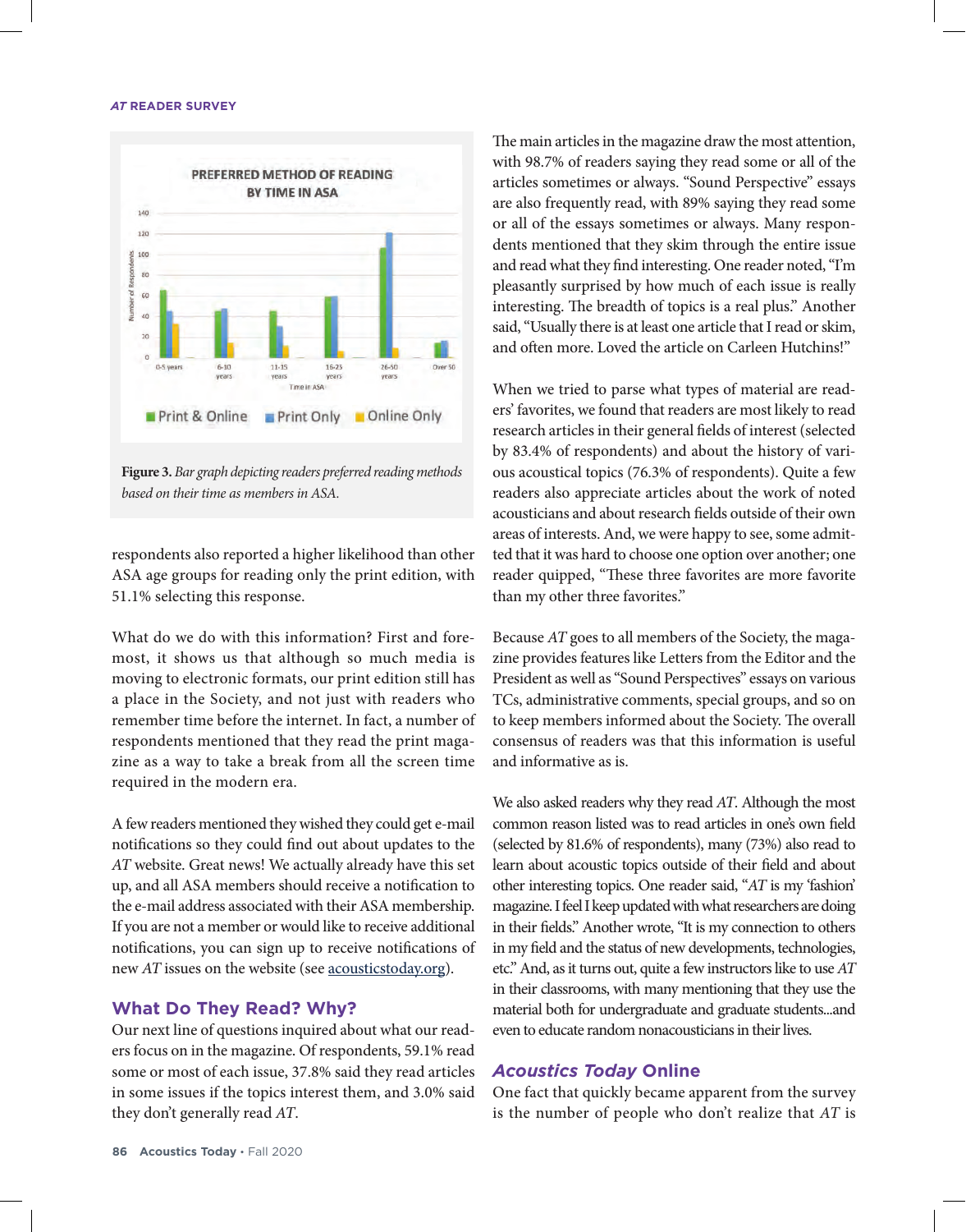Figure 3. *Bar graph depicting readers preferred reading methods based on their time as members in ASA.*

respondents also reported a higher likelihood than other ASA age groups for reading only the print edition, with 51.1% selecting this response.

What do we do with this information? First and foremost, it shows us that although so much media is moving to electronic formats, our print edition still has a place in the Society, and not just with readers who remember time before the internet. In fact, a number of respondents mentioned that they read the print magazine as a way to take a break from all the screen time required in the modern era.

A few readers mentioned they wished they could get e-mail notifications so they could find out about updates to the *AT* website. Great news! We actually already have this set up, and all ASA members should receive a notification to the e-mail address associated with their ASA membership. If you are not a member or would like to receive additional notifications, you can sign up to receive notifications of new *AT* issues on the website (see acousticstoday.org).

## What Do They Read? Why?

Our next line of questions inquired about what our readers focus on in the magazine. Of respondents, 59.1% read some or most of each issue, 37.8% said they read articles in some issues if the topics interest them, and 3.0% said they don't generally read *AT*.

The main articles in the magazine draw the most attention, with 98.7% of readers saying they read some or all of the articles sometimes or always. "Sound Perspective" essays are also frequently read, with 89% saying they read some or all of the essays sometimes or always. Many respondents mentioned that they skim through the entire issue and read what they find interesting. One reader noted, "I'm pleasantly surprised by how much of each issue is really interesting. The breadth of topics is a real plus." Another said, "Usually there is at least one article that I read or skim, and often more. Loved the article on Carleen Hutchins!"

When we tried to parse what types of material are readers' favorites, we found that readers are most likely to read research articles in their general fields of interest (selected by 83.4% of respondents) and about the history of various acoustical topics (76.3% of respondents). Quite a few readers also appreciate articles about the work of noted acousticians and about research fields outside of their own areas of interests. And, we were happy to see, some admitted that it was hard to choose one option over another; one reader quipped, "These three favorites are more favorite than my other three favorites."

Because *AT* goes to all members of the Society, the magazine provides features like Letters from the Editor and the President as well as "Sound Perspectives" essays on various TCs, administrative comments, special groups, and so on to keep members informed about the Society. The overall consensus of readers was that this information is useful and informative as is.

We also asked readers why they read *AT*. Although the most common reason listed was to read articles in one's own field (selected by 81.6% of respondents), many (73%) also read to learn about acoustic topics outside of their field and about other interesting topics. One reader said, "*AT* is my 'fashion' magazine. I feel I keep updated with what researchers are doing in their fields." Another wrote, "It is my connection to others in my field and the status of new developments, technologies, etc." And, as it turns out, quite a few instructors like to use *AT* in their classrooms, with many mentioning that they use the material both for undergraduate and graduate students...and even to educate random nonacousticians in their lives.

## *Acoustics Today* Online

One fact that quickly became apparent from the survey is the number of people who don't realize that *AT* is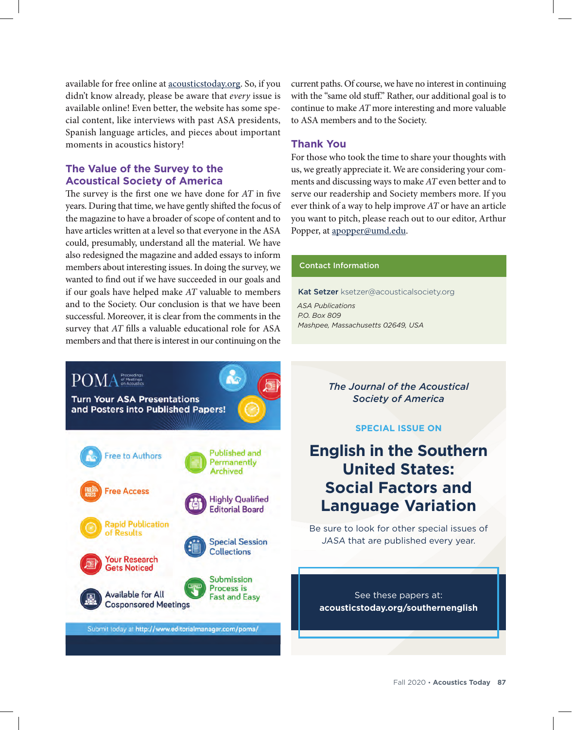available for free online at acousticstoday.org. So, if you didn't know already, please be aware that *every* issue is available online! Even better, the website has some special content, like interviews with past ASA presidents, Spanish language articles, and pieces about important moments in acoustics history!

## The Value of the Survey to the Acoustical Society of America

The survey is the first one we have done for *AT* in five years. During that time, we have gently shifted the focus of the magazine to have a broader of scope of content and to have articles written at a level so that everyone in the ASA could, presumably, understand all the material. We have also redesigned the magazine and added essays to inform members about interesting issues. In doing the survey, we wanted to find out if we have succeeded in our goals and if our goals have helped make *AT* valuable to members and to the Society. Our conclusion is that we have been successful. Moreover, it is clear from the comments in the survey that *AT* fills a valuable educational role for ASA members and that there is interest in our continuing on the current paths. Of course, we have no interest in continuing with the "same old stuff." Rather, our additional goal is to continue to make *AT* more interesting and more valuable to ASA members and to the Society.

## Thank You

For those who took the time to share your thoughts with us, we greatly appreciate it. We are considering your comments and discussing ways to make *AT* even better and to serve our readership and Society members more. If you ever think of a way to help improve *AT* or have an article you want to pitch, please reach out to our editor, Arthur Popper, at apopper@umd.edu.

**Contact Information**

**Kat Setzer** ksetzer@acousticalsociety.org

*ASA Publications*
*P.O. Box 809*
*Mashpee, Massachusetts 02649, USA*

---

POMA Proceedings of Meetings on Acoustics

**Turn Your ASA Presentations and Posters into Published Papers!**

- Free to Authors
- Published and Permanently Archived
- Free Access
- Highly Qualified Editorial Board
- Rapid Publication of Results
- Special Session Collections
- Your Research Gets Noticed
- Submission Process is Fast and Easy
- Available for All Cosponsored Meetings

Submit today at **http://www.editorialmanager.com/poma/**

---

*The Journal of the Acoustical Society of America*

SPECIAL ISSUE ON

**English in the Southern United States: Social Factors and Language Variation**

Be sure to look for other special issues of *JASA* that are published every year.

See these papers at:
**acousticstoday.org/southernenglish**